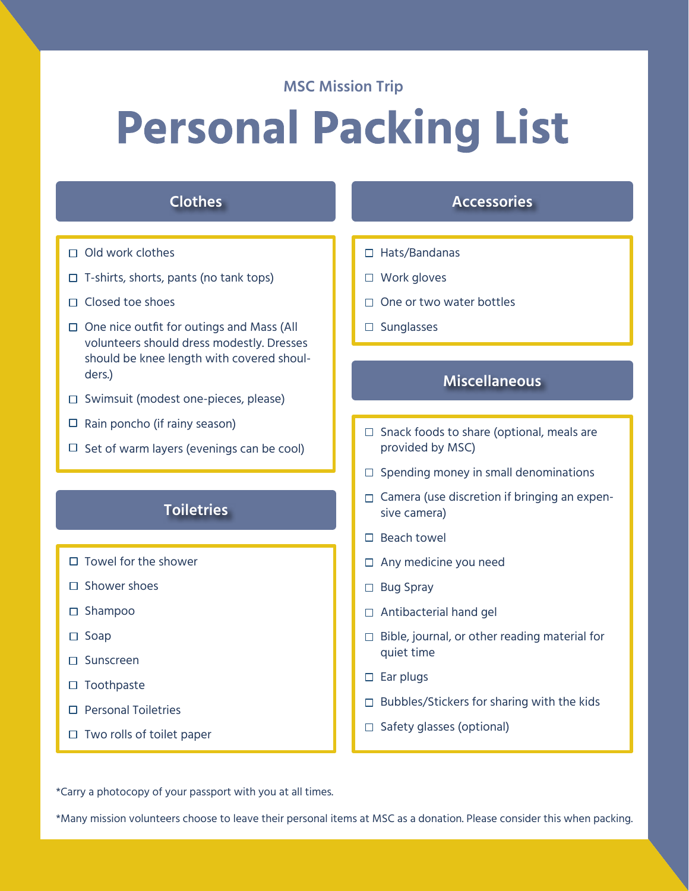MSC Mission Trip

# Personal Packing List

## Clothes

- ☐ Old work clothes
- ☐ T-shirts, shorts, pants (no tank tops)
- ☐ Closed toe shoes
- ☐ One nice outfit for outings and Mass (All volunteers should dress modestly. Dresses should be knee length with covered shoulders.)
- ☐ Swimsuit (modest one-pieces, please)
- ☐ Rain poncho (if rainy season)
- ☐ Set of warm layers (evenings can be cool)

## Toiletries

- ☐ Towel for the shower
- ☐ Shower shoes
- ☐ Shampoo
- ☐ Soap
- ☐ Sunscreen
- ☐ Toothpaste
- ☐ Personal Toiletries
- ☐ Two rolls of toilet paper

## Accessories

- ☐ Hats/Bandanas
- ☐ Work gloves
- ☐ One or two water bottles
- ☐ Sunglasses

## Miscellaneous

- ☐ Snack foods to share (optional, meals are provided by MSC)
- ☐ Spending money in small denominations
- ☐ Camera (use discretion if bringing an expensive camera)
- ☐ Beach towel
- ☐ Any medicine you need
- ☐ Bug Spray
- ☐ Antibacterial hand gel
- ☐ Bible, journal, or other reading material for quiet time
- ☐ Ear plugs
- ☐ Bubbles/Stickers for sharing with the kids
- ☐ Safety glasses (optional)

*Carry a photocopy of your passport with you at all times.

*Many mission volunteers choose to leave their personal items at MSC as a donation. Please consider this when packing.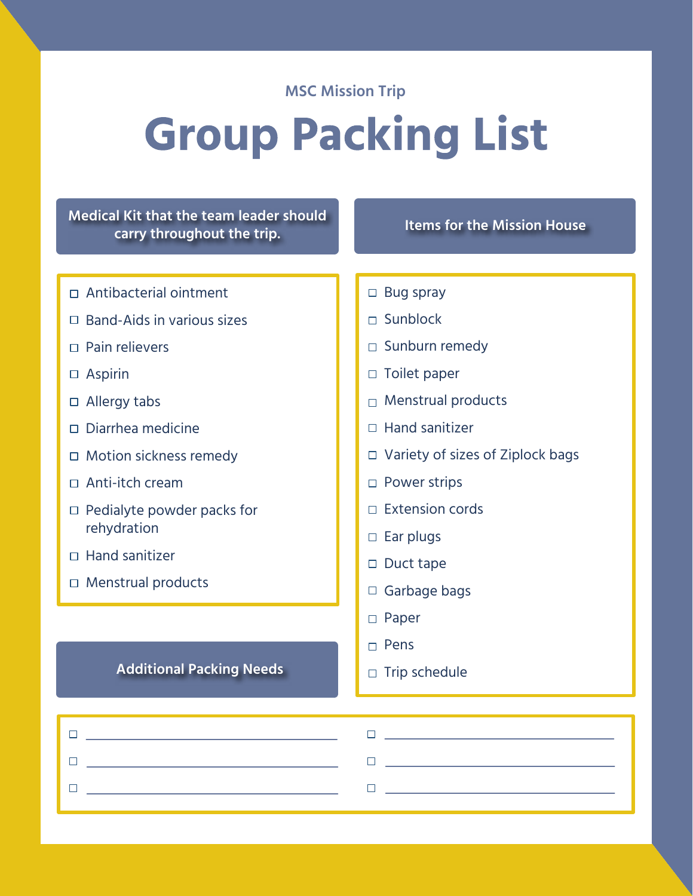MSC Mission Trip

# Group Packing List

## Medical Kit that the team leader should carry throughout the trip.

- ☐ Antibacterial ointment
- ☐ Band-Aids in various sizes
- ☐ Pain relievers
- ☐ Aspirin
- ☐ Allergy tabs
- ☐ Diarrhea medicine
- ☐ Motion sickness remedy
- ☐ Anti-itch cream
- ☐ Pedialyte powder packs for rehydration
- ☐ Hand sanitizer
- ☐ Menstrual products

## Items for the Mission House

- ☐ Bug spray
- ☐ Sunblock
- ☐ Sunburn remedy
- ☐ Toilet paper
- ☐ Menstrual products
- ☐ Hand sanitizer
- ☐ Variety of sizes of Ziplock bags
- ☐ Power strips
- ☐ Extension cords
- ☐ Ear plugs
- ☐ Duct tape
- ☐ Garbage bags
- ☐ Paper
- ☐ Pens
- ☐ Trip schedule

## Additional Packing Needs

- ☐ ______________________________
- ☐ ______________________________
- ☐ ______________________________
- ☐ ______________________________
- ☐ ______________________________
- ☐ ______________________________